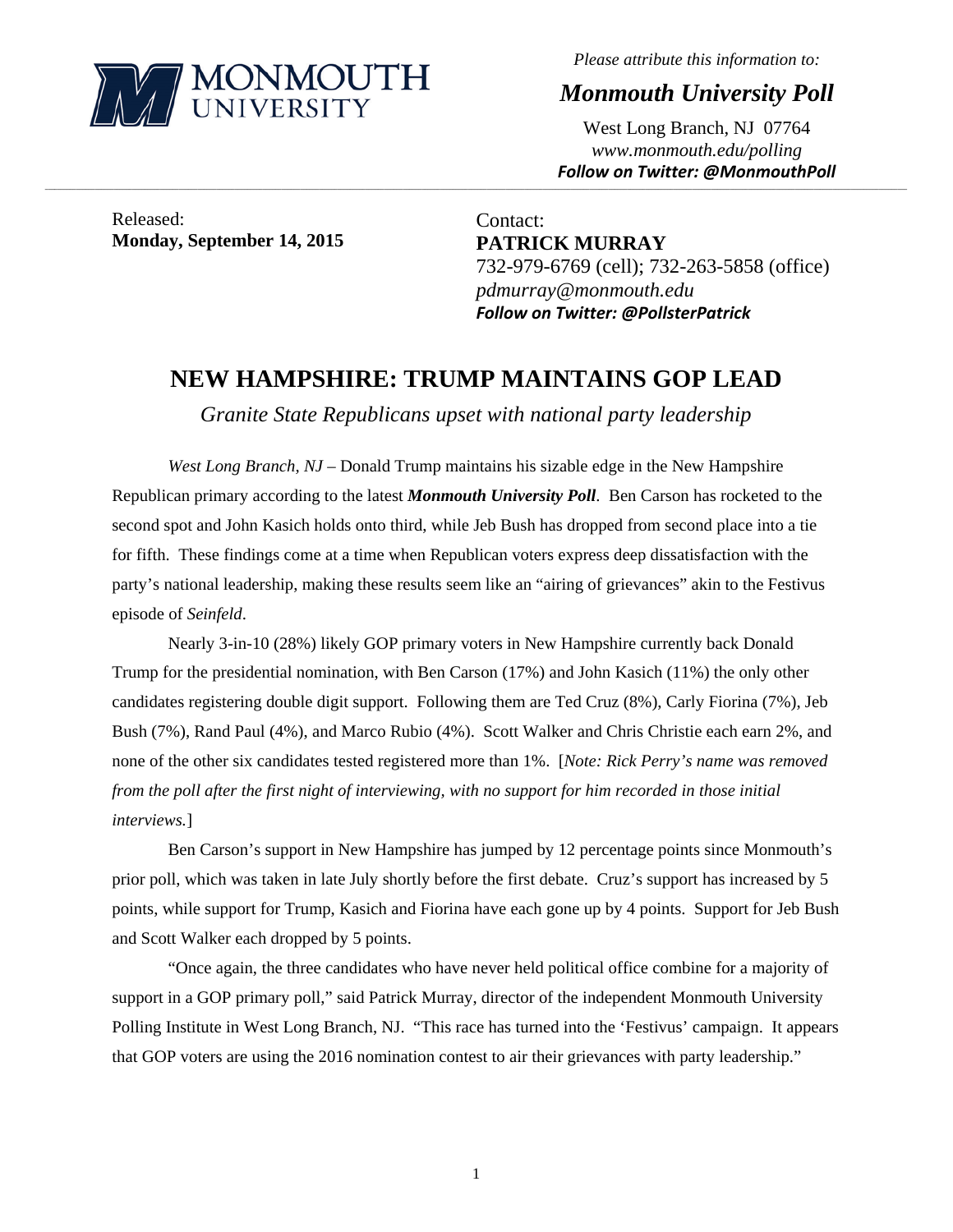Please attribute this information to:

***Monmouth University Poll***

West Long Branch, NJ 07764
*www.monmouth.edu/polling*
***Follow on Twitter: @MonmouthPoll***

Released:
**Monday, September 14, 2015**

Contact:
**PATRICK MURRAY**
732-979-6769 (cell); 732-263-5858 (office)
*pdmurray@monmouth.edu*
***Follow on Twitter: @PollsterPatrick***

# NEW HAMPSHIRE: TRUMP MAINTAINS GOP LEAD

*Granite State Republicans upset with national party leadership*

*West Long Branch, NJ* – Donald Trump maintains his sizable edge in the New Hampshire Republican primary according to the latest ***Monmouth University Poll***. Ben Carson has rocketed to the second spot and John Kasich holds onto third, while Jeb Bush has dropped from second place into a tie for fifth. These findings come at a time when Republican voters express deep dissatisfaction with the party's national leadership, making these results seem like an "airing of grievances" akin to the Festivus episode of *Seinfeld*.

Nearly 3-in-10 (28%) likely GOP primary voters in New Hampshire currently back Donald Trump for the presidential nomination, with Ben Carson (17%) and John Kasich (11%) the only other candidates registering double digit support. Following them are Ted Cruz (8%), Carly Fiorina (7%), Jeb Bush (7%), Rand Paul (4%), and Marco Rubio (4%). Scott Walker and Chris Christie each earn 2%, and none of the other six candidates tested registered more than 1%. [*Note: Rick Perry's name was removed from the poll after the first night of interviewing, with no support for him recorded in those initial interviews.*]

Ben Carson's support in New Hampshire has jumped by 12 percentage points since Monmouth's prior poll, which was taken in late July shortly before the first debate. Cruz's support has increased by 5 points, while support for Trump, Kasich and Fiorina have each gone up by 4 points. Support for Jeb Bush and Scott Walker each dropped by 5 points.

"Once again, the three candidates who have never held political office combine for a majority of support in a GOP primary poll," said Patrick Murray, director of the independent Monmouth University Polling Institute in West Long Branch, NJ. "This race has turned into the 'Festivus' campaign. It appears that GOP voters are using the 2016 nomination contest to air their grievances with party leadership."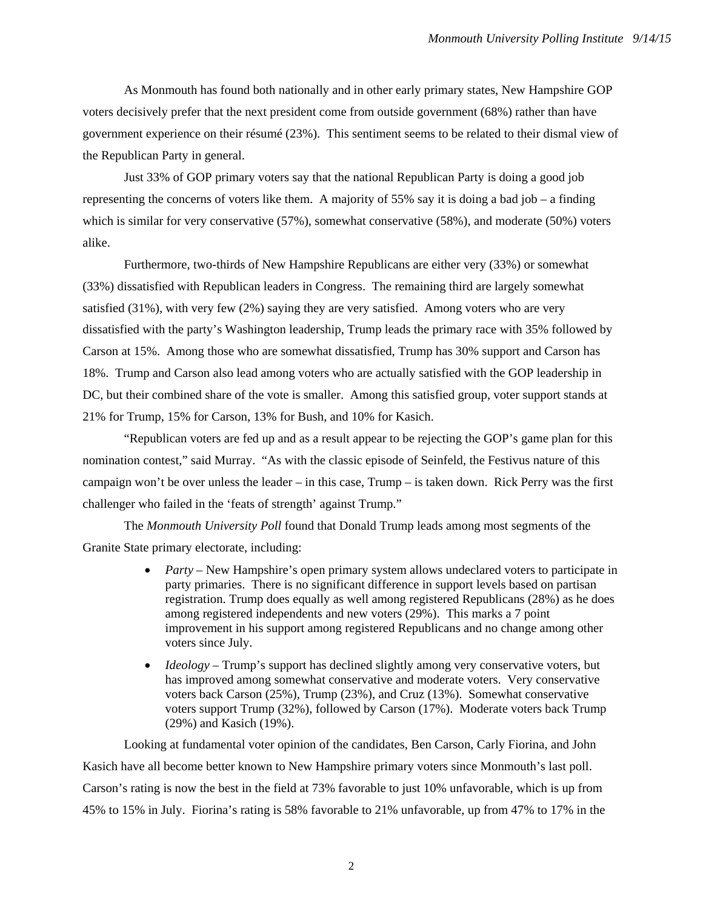As Monmouth has found both nationally and in other early primary states, New Hampshire GOP voters decisively prefer that the next president come from outside government (68%) rather than have government experience on their résumé (23%). This sentiment seems to be related to their dismal view of the Republican Party in general.

Just 33% of GOP primary voters say that the national Republican Party is doing a good job representing the concerns of voters like them. A majority of 55% say it is doing a bad job – a finding which is similar for very conservative (57%), somewhat conservative (58%), and moderate (50%) voters alike.

Furthermore, two-thirds of New Hampshire Republicans are either very (33%) or somewhat (33%) dissatisfied with Republican leaders in Congress. The remaining third are largely somewhat satisfied (31%), with very few (2%) saying they are very satisfied. Among voters who are very dissatisfied with the party's Washington leadership, Trump leads the primary race with 35% followed by Carson at 15%. Among those who are somewhat dissatisfied, Trump has 30% support and Carson has 18%. Trump and Carson also lead among voters who are actually satisfied with the GOP leadership in DC, but their combined share of the vote is smaller. Among this satisfied group, voter support stands at 21% for Trump, 15% for Carson, 13% for Bush, and 10% for Kasich.

"Republican voters are fed up and as a result appear to be rejecting the GOP's game plan for this nomination contest," said Murray. "As with the classic episode of Seinfeld, the Festivus nature of this campaign won't be over unless the leader – in this case, Trump – is taken down. Rick Perry was the first challenger who failed in the 'feats of strength' against Trump."

The *Monmouth University Poll* found that Donald Trump leads among most segments of the Granite State primary electorate, including:

- *Party* – New Hampshire's open primary system allows undeclared voters to participate in party primaries. There is no significant difference in support levels based on partisan registration. Trump does equally as well among registered Republicans (28%) as he does among registered independents and new voters (29%). This marks a 7 point improvement in his support among registered Republicans and no change among other voters since July.
- *Ideology* – Trump's support has declined slightly among very conservative voters, but has improved among somewhat conservative and moderate voters. Very conservative voters back Carson (25%), Trump (23%), and Cruz (13%). Somewhat conservative voters support Trump (32%), followed by Carson (17%). Moderate voters back Trump (29%) and Kasich (19%).

Looking at fundamental voter opinion of the candidates, Ben Carson, Carly Fiorina, and John Kasich have all become better known to New Hampshire primary voters since Monmouth's last poll. Carson's rating is now the best in the field at 73% favorable to just 10% unfavorable, which is up from 45% to 15% in July. Fiorina's rating is 58% favorable to 21% unfavorable, up from 47% to 17% in the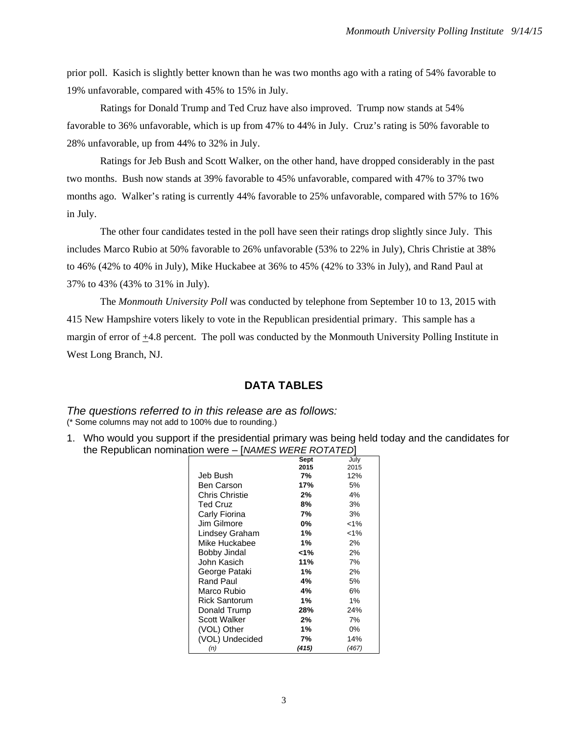prior poll. Kasich is slightly better known than he was two months ago with a rating of 54% favorable to 19% unfavorable, compared with 45% to 15% in July.

Ratings for Donald Trump and Ted Cruz have also improved. Trump now stands at 54% favorable to 36% unfavorable, which is up from 47% to 44% in July. Cruz's rating is 50% favorable to 28% unfavorable, up from 44% to 32% in July.

Ratings for Jeb Bush and Scott Walker, on the other hand, have dropped considerably in the past two months. Bush now stands at 39% favorable to 45% unfavorable, compared with 47% to 37% two months ago. Walker's rating is currently 44% favorable to 25% unfavorable, compared with 57% to 16% in July.

The other four candidates tested in the poll have seen their ratings drop slightly since July. This includes Marco Rubio at 50% favorable to 26% unfavorable (53% to 22% in July), Chris Christie at 38% to 46% (42% to 40% in July), Mike Huckabee at 36% to 45% (42% to 33% in July), and Rand Paul at 37% to 43% (43% to 31% in July).

The *Monmouth University Poll* was conducted by telephone from September 10 to 13, 2015 with 415 New Hampshire voters likely to vote in the Republican presidential primary. This sample has a margin of error of ±4.8 percent. The poll was conducted by the Monmouth University Polling Institute in West Long Branch, NJ.

## DATA TABLES

*The questions referred to in this release are as follows:*
(* Some columns may not add to 100% due to rounding.)

1. Who would you support if the presidential primary was being held today and the candidates for the Republican nomination were – [*NAMES WERE ROTATED*]

| | **Sept 2015** | July 2015 |
|---|---|---|
| Jeb Bush | **7%** | 12% |
| Ben Carson | **17%** | 5% |
| Chris Christie | **2%** | 4% |
| Ted Cruz | **8%** | 3% |
| Carly Fiorina | **7%** | 3% |
| Jim Gilmore | **0%** | <1% |
| Lindsey Graham | **1%** | <1% |
| Mike Huckabee | **1%** | 2% |
| Bobby Jindal | **<1%** | 2% |
| John Kasich | **11%** | 7% |
| George Pataki | **1%** | 2% |
| Rand Paul | **4%** | 5% |
| Marco Rubio | **4%** | 6% |
| Rick Santorum | **1%** | 1% |
| Donald Trump | **28%** | 24% |
| Scott Walker | **2%** | 7% |
| (VOL) Other | **1%** | 0% |
| (VOL) Undecided | **7%** | 14% |
| *(n)* | ***(415)*** | *(467)* |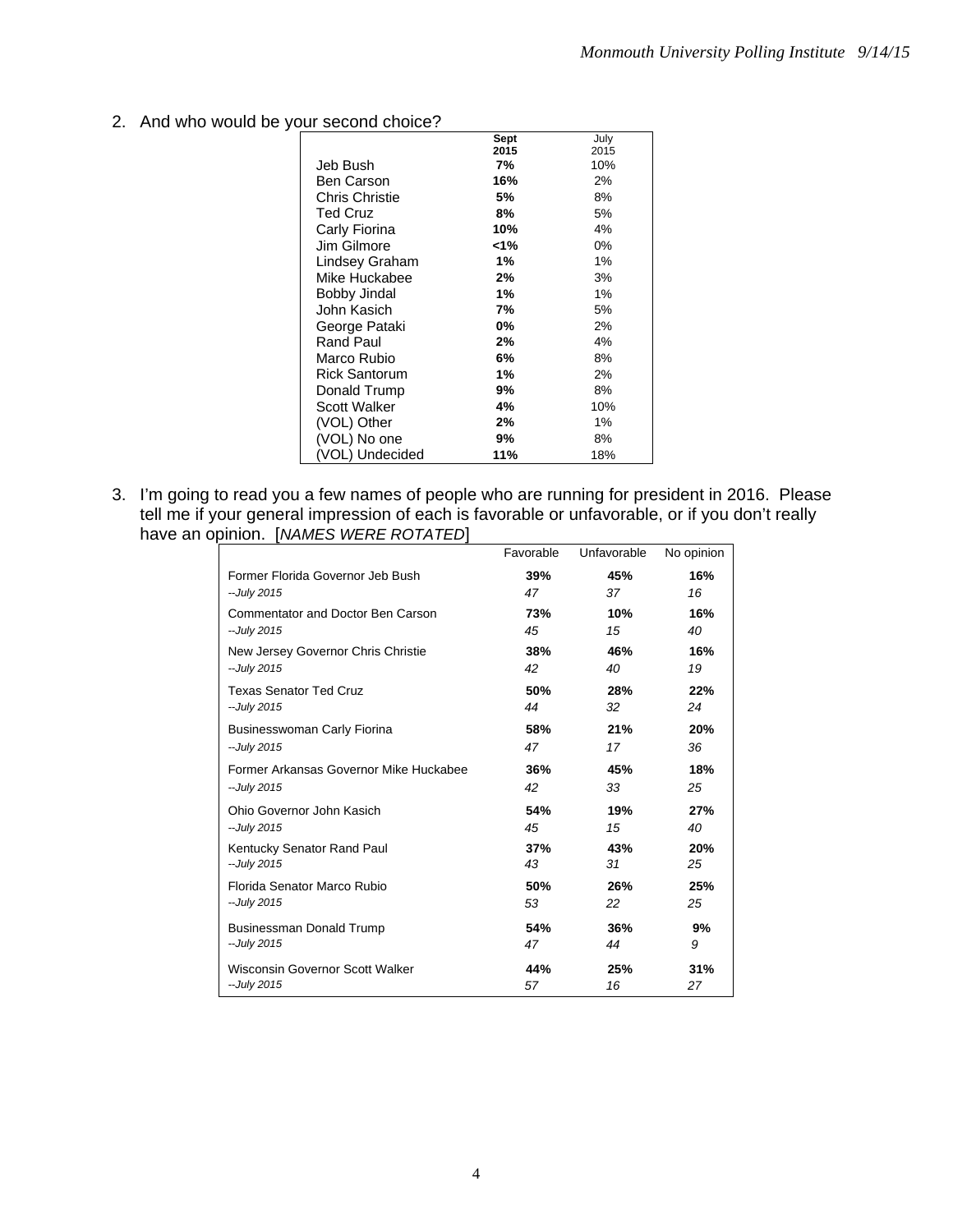2. And who would be your second choice?

| | Sept 2015 | July 2015 |
|---|---|---|
| Jeb Bush | **7%** | 10% |
| Ben Carson | **16%** | 2% |
| Chris Christie | **5%** | 8% |
| Ted Cruz | **8%** | 5% |
| Carly Fiorina | **10%** | 4% |
| Jim Gilmore | **<1%** | 0% |
| Lindsey Graham | **1%** | 1% |
| Mike Huckabee | **2%** | 3% |
| Bobby Jindal | **1%** | 1% |
| John Kasich | **7%** | 5% |
| George Pataki | **0%** | 2% |
| Rand Paul | **2%** | 4% |
| Marco Rubio | **6%** | 8% |
| Rick Santorum | **1%** | 2% |
| Donald Trump | **9%** | 8% |
| Scott Walker | **4%** | 10% |
| (VOL) Other | **2%** | 1% |
| (VOL) No one | **9%** | 8% |
| (VOL) Undecided | **11%** | 18% |

3. I'm going to read you a few names of people who are running for president in 2016. Please tell me if your general impression of each is favorable or unfavorable, or if you don't really have an opinion. [*NAMES WERE ROTATED*]

| | Favorable | Unfavorable | No opinion |
|---|---|---|---|
| Former Florida Governor Jeb Bush | **39%** | **45%** | **16%** |
| *--July 2015* | *47* | *37* | *16* |
| Commentator and Doctor Ben Carson | **73%** | **10%** | **16%** |
| *--July 2015* | *45* | *15* | *40* |
| New Jersey Governor Chris Christie | **38%** | **46%** | **16%** |
| *--July 2015* | *42* | *40* | *19* |
| Texas Senator Ted Cruz | **50%** | **28%** | **22%** |
| *--July 2015* | *44* | *32* | *24* |
| Businesswoman Carly Fiorina | **58%** | **21%** | **20%** |
| *--July 2015* | *47* | *17* | *36* |
| Former Arkansas Governor Mike Huckabee | **36%** | **45%** | **18%** |
| *--July 2015* | *42* | *33* | *25* |
| Ohio Governor John Kasich | **54%** | **19%** | **27%** |
| *--July 2015* | *45* | *15* | *40* |
| Kentucky Senator Rand Paul | **37%** | **43%** | **20%** |
| *--July 2015* | *43* | *31* | *25* |
| Florida Senator Marco Rubio | **50%** | **26%** | **25%** |
| *--July 2015* | *53* | *22* | *25* |
| Businessman Donald Trump | **54%** | **36%** | **9%** |
| *--July 2015* | *47* | *44* | *9* |
| Wisconsin Governor Scott Walker | **44%** | **25%** | **31%** |
| *--July 2015* | *57* | *16* | *27* |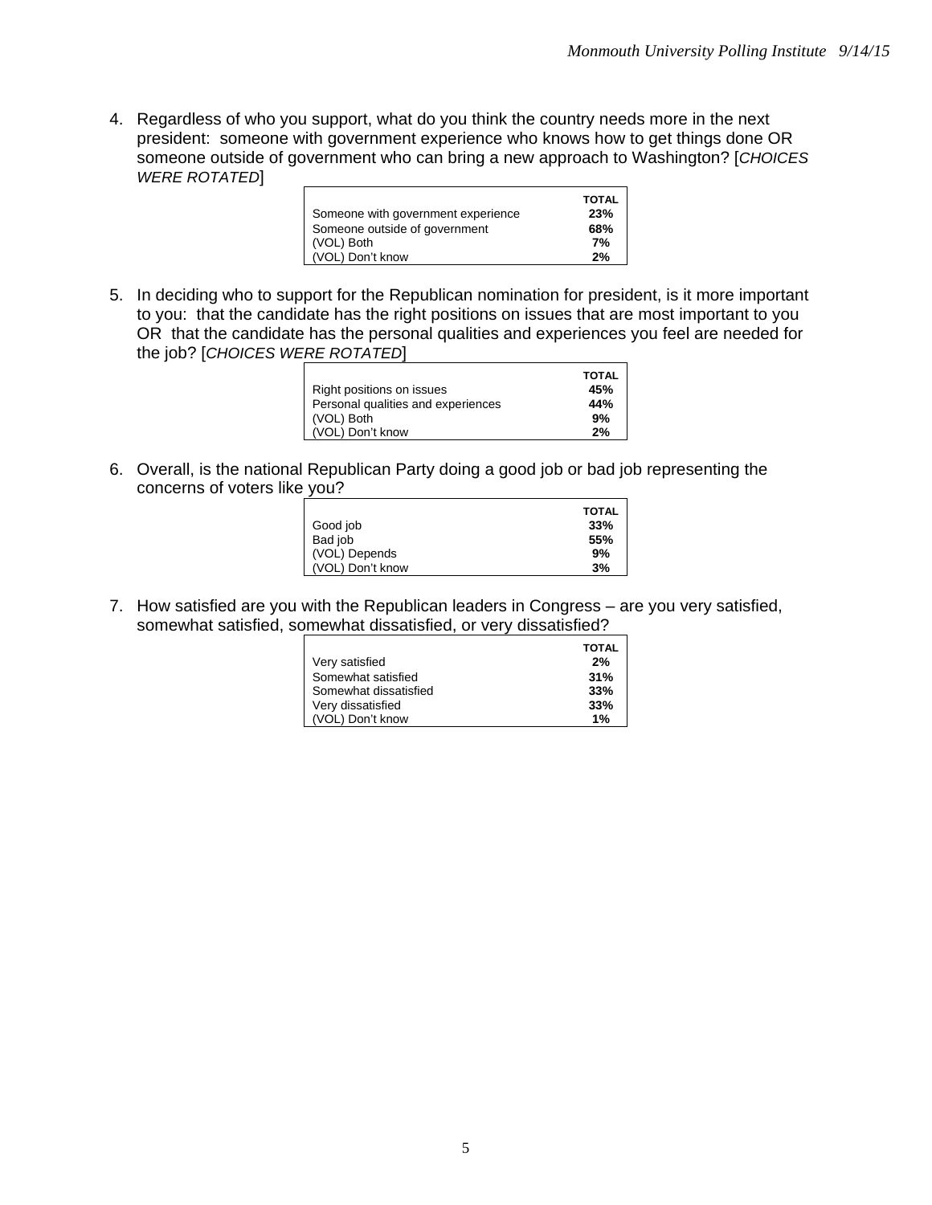4. Regardless of who you support, what do you think the country needs more in the next president: someone with government experience who knows how to get things done OR someone outside of government who can bring a new approach to Washington? [*CHOICES WERE ROTATED*]

| | **TOTAL** |
|---|---|
| Someone with government experience | **23%** |
| Someone outside of government | **68%** |
| (VOL) Both | **7%** |
| (VOL) Don't know | **2%** |

5. In deciding who to support for the Republican nomination for president, is it more important to you: that the candidate has the right positions on issues that are most important to you OR that the candidate has the personal qualities and experiences you feel are needed for the job? [*CHOICES WERE ROTATED*]

| | **TOTAL** |
|---|---|
| Right positions on issues | **45%** |
| Personal qualities and experiences | **44%** |
| (VOL) Both | **9%** |
| (VOL) Don't know | **2%** |

6. Overall, is the national Republican Party doing a good job or bad job representing the concerns of voters like you?

| | **TOTAL** |
|---|---|
| Good job | **33%** |
| Bad job | **55%** |
| (VOL) Depends | **9%** |
| (VOL) Don't know | **3%** |

7. How satisfied are you with the Republican leaders in Congress – are you very satisfied, somewhat satisfied, somewhat dissatisfied, or very dissatisfied?

| | **TOTAL** |
|---|---|
| Very satisfied | **2%** |
| Somewhat satisfied | **31%** |
| Somewhat dissatisfied | **33%** |
| Very dissatisfied | **33%** |
| (VOL) Don't know | **1%** |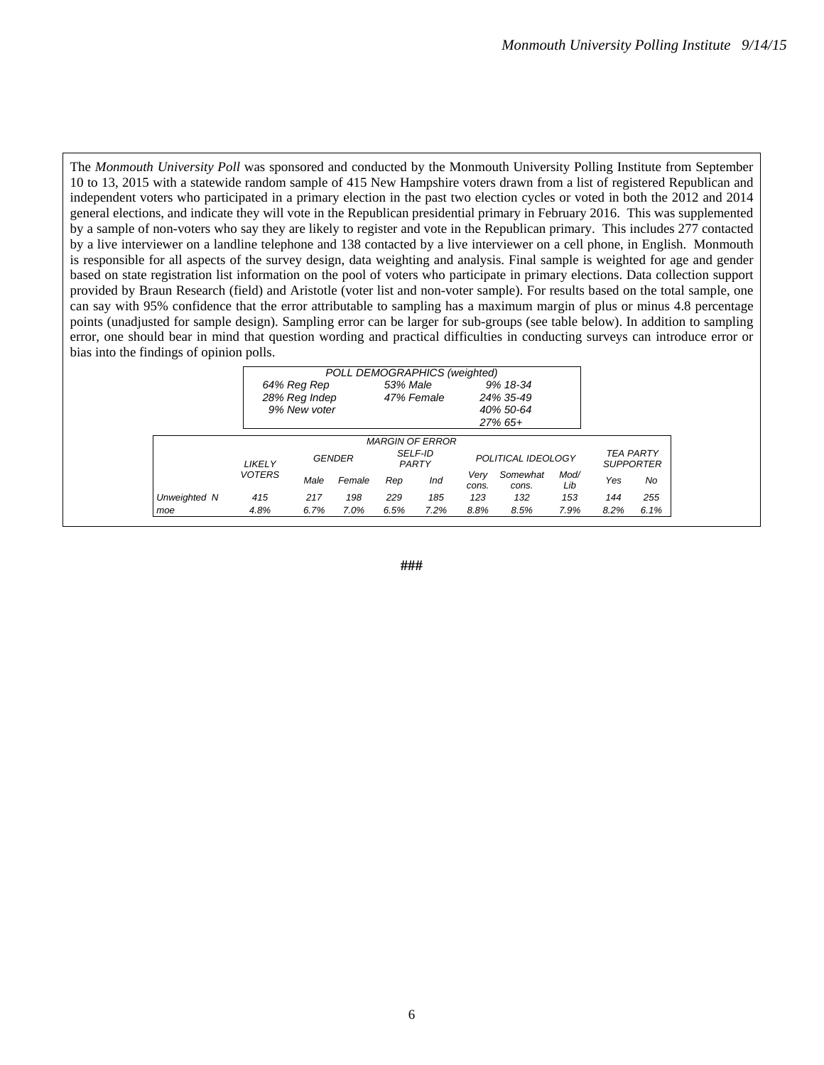The *Monmouth University Poll* was sponsored and conducted by the Monmouth University Polling Institute from September 10 to 13, 2015 with a statewide random sample of 415 New Hampshire voters drawn from a list of registered Republican and independent voters who participated in a primary election in the past two election cycles or voted in both the 2012 and 2014 general elections, and indicate they will vote in the Republican presidential primary in February 2016. This was supplemented by a sample of non-voters who say they are likely to register and vote in the Republican primary. This includes 277 contacted by a live interviewer on a landline telephone and 138 contacted by a live interviewer on a cell phone, in English. Monmouth is responsible for all aspects of the survey design, data weighting and analysis. Final sample is weighted for age and gender based on state registration list information on the pool of voters who participate in primary elections. Data collection support provided by Braun Research (field) and Aristotle (voter list and non-voter sample). For results based on the total sample, one can say with 95% confidence that the error attributable to sampling has a maximum margin of plus or minus 4.8 percentage points (unadjusted for sample design). Sampling error can be larger for sub-groups (see table below). In addition to sampling error, one should bear in mind that question wording and practical difficulties in conducting surveys can introduce error or bias into the findings of opinion polls.

*POLL DEMOGRAPHICS (weighted)*

| | | |
|---|---|---|
| 64% Reg Rep | 53% Male | 9% 18-34 |
| 28% Reg Indep | 47% Female | 24% 35-49 |
| 9% New voter | | 40% 50-64 |
| | | 27% 65+ |

*MARGIN OF ERROR*

| | LIKELY VOTERS | GENDER | | SELF-ID PARTY | | POLITICAL IDEOLOGY | | | TEA PARTY SUPPORTER | |
|---|---|---|---|---|---|---|---|---|---|---|
| | | Male | Female | Rep | Ind | Very cons. | Somewhat cons. | Mod/ Lib | Yes | No |
| Unweighted N | 415 | 217 | 198 | 229 | 185 | 123 | 132 | 153 | 144 | 255 |
| moe | 4.8% | 6.7% | 7.0% | 6.5% | 7.2% | 8.8% | 8.5% | 7.9% | 8.2% | 6.1% |

###